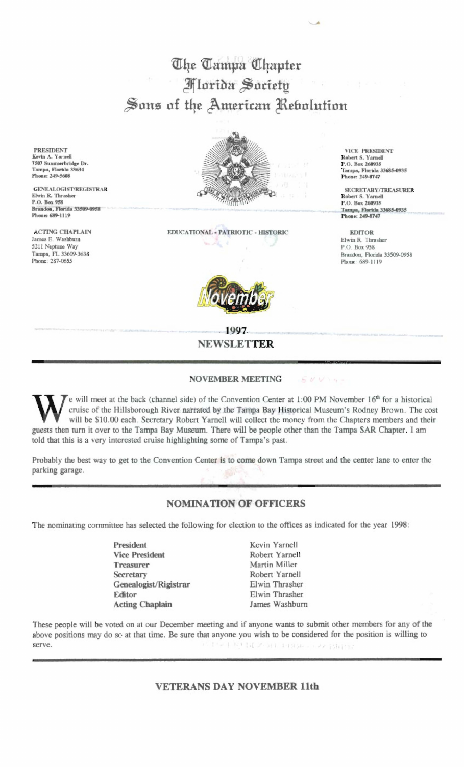# The Tampa Chapter
# Florida Society
# Sons of the American Revolution

**PRESIDENT**
Kevin A. Yarnell
7507 Summerbridge Dr.
Tampa, Florida 33634
Phone: 249-5608

**GENEALOGIST/REGISTRAR**
Elwin R. Thrasher
P.O. Box 958
Brandon, Florida 33509-0958
Phone: 689-1119

**ACTING CHAPLAIN**
James E. Washburn
5211 Neptune Way
Tampa, FL 33609-3638
Phone: 287-0655

**VICE PRESIDENT**
Robert S. Yarnell
P.O. Box 260935
Tampa, Florida 33685-0935
Phone: 249-8747

**SECRETARY/TREASURER**
Robert S. Yarnell
P.O. Box 260935
Tampa, Florida 33685-0935
Phone: 249-8747

**EDITOR**
Elwin R. Thrasher
P.O. Box 958
Brandon, Florida 33509-0958
Phone: 689-1119

EDUCATIONAL - PATRIOTIC - HISTORIC

November

## 1997 NEWSLETTER

### NOVEMBER MEETING

We will meet at the back (channel side) of the Convention Center at 1:00 PM November 16th for a historical cruise of the Hillsborough River narrated by the Tampa Bay Historical Museum's Rodney Brown. The cost will be $10.00 each. Secretary Robert Yarnell will collect the money from the Chapters members and their guests then turn it over to the Tampa Bay Museum. There will be people other than the Tampa SAR Chapter. I am told that this is a very interested cruise highlighting some of Tampa's past.

Probably the best way to get to the Convention Center is to come down Tampa street and the center lane to enter the parking garage.

### NOMINATION OF OFFICERS

The nominating committee has selected the following for election to the offices as indicated for the year 1998:

| | |
|---|---|
| **President** | Kevin Yarnell |
| **Vice President** | Robert Yarnell |
| **Treasurer** | Martin Miller |
| **Secretary** | Robert Yarnell |
| **Genealogist/Registrar** | Elwin Thrasher |
| **Editor** | Elwin Thrasher |
| **Acting Chaplain** | James Washburn |

These people will be voted on at our December meeting and if anyone wants to submit other members for any of the above positions may do so at that time. Be sure that anyone you wish to be considered for the position is willing to serve.

### VETERANS DAY NOVEMBER 11th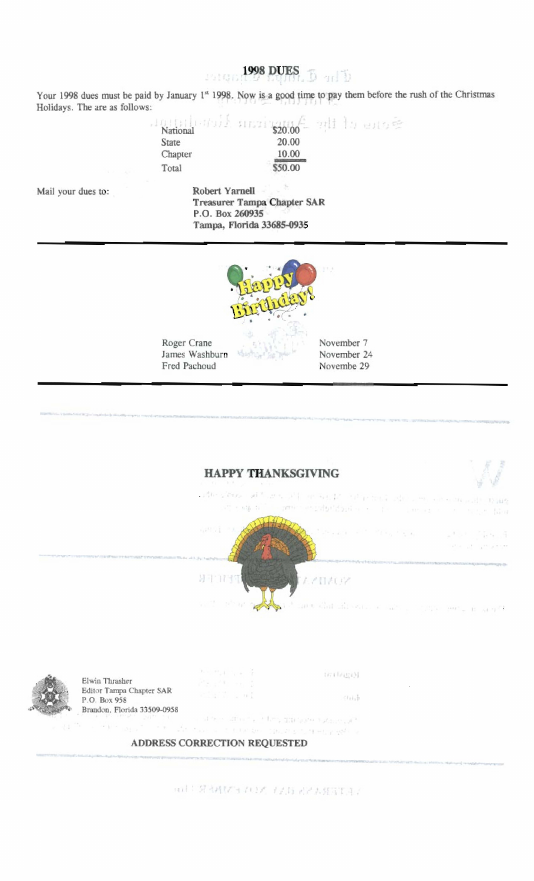## 1998 DUES

Your 1998 dues must be paid by January 1st 1998. Now is a good time to pay them before the rush of the Christmas Holidays. The are as follows:

| | |
|---|---|
| National | $20.00 |
| State | 20.00 |
| Chapter | 10.00 |
| Total | $50.00 |

Mail your dues to:

**Robert Yarnell**
**Treasurer Tampa Chapter SAR**
**P.O. Box 260935**
**Tampa, Florida 33685-0935**

---

Happy Birthday!

| | |
|---|---|
| Roger Crane | November 7 |
| James Washburn | November 24 |
| Fred Pachoud | Novembe 29 |

---

## HAPPY THANKSGIVING

Elwin Thrasher
Editor Tampa Chapter SAR
P.O. Box 958
Brandon, Florida 33509-0958

**ADDRESS CORRECTION REQUESTED**